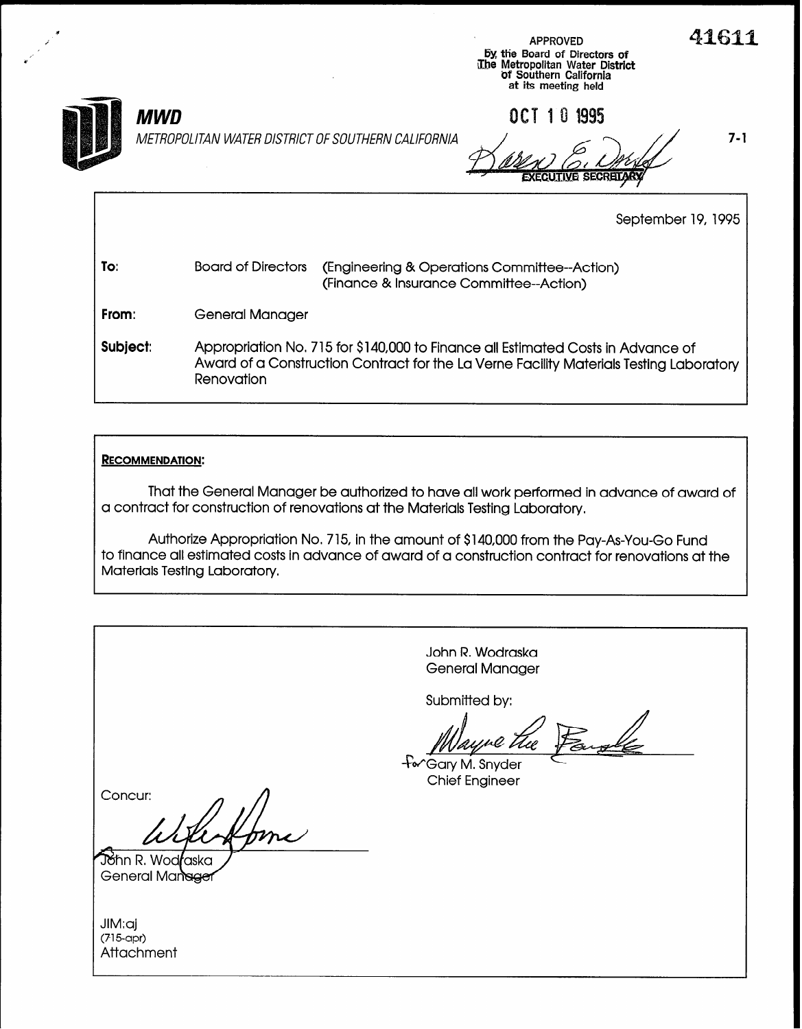APPROVED
By the Board of Directors of
The Metropolitan Water District
of Southern California
at its meeting held

OCT 10 1995

EXECUTIVE SECRETARY

41611

**MWD**
*METROPOLITAN WATER DISTRICT OF SOUTHERN CALIFORNIA*

7-1

September 19, 1995

**To:** Board of Directors (Engineering & Operations Committee--Action) (Finance & Insurance Committee--Action)

**From:** General Manager

**Subject:** Appropriation No. 715 for $140,000 to Finance all Estimated Costs in Advance of Award of a Construction Contract for the La Verne Facility Materials Testing Laboratory Renovation

**RECOMMENDATION:**

That the General Manager be authorized to have all work performed in advance of award of a contract for construction of renovations at the Materials Testing Laboratory.

Authorize Appropriation No. 715, in the amount of $140,000 from the Pay-As-You-Go Fund to finance all estimated costs in advance of award of a construction contract for renovations at the Materials Testing Laboratory.

John R. Wodraska
General Manager

Submitted by:

for Gary M. Snyder
Chief Engineer

Concur:

John R. Wodraska
General Manager

JIM:aj
(715-apr)
Attachment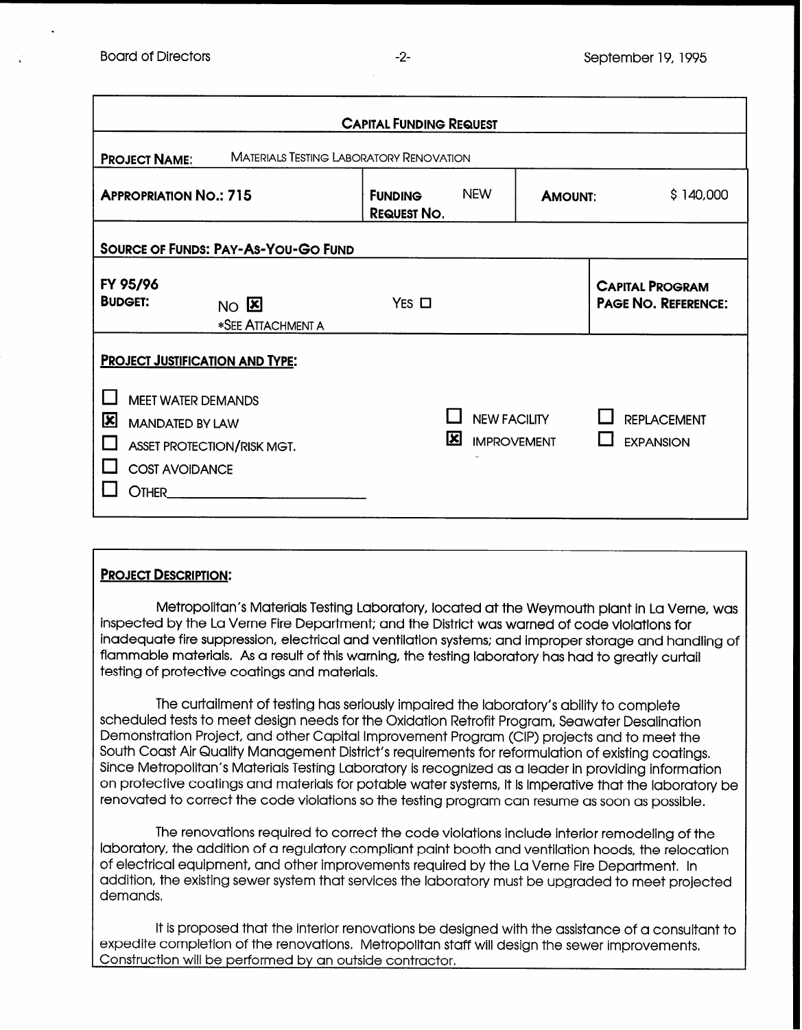## CAPITAL FUNDING REQUEST

**PROJECT NAME:** MATERIALS TESTING LABORATORY RENOVATION

| **APPROPRIATION NO.: 715** | **FUNDING REQUEST NO.** NEW | **AMOUNT:** $ 140,000 |
|---|---|---|

**SOURCE OF FUNDS: PAY-AS-YOU-GO FUND**

| **FY 95/96 BUDGET:** NO ☒ *SEE ATTACHMENT A | YES ☐ | **CAPITAL PROGRAM PAGE NO. REFERENCE:** |
|---|---|---|

**PROJECT JUSTIFICATION AND TYPE:**

- ☐ MEET WATER DEMANDS
- ☒ MANDATED BY LAW
- ☐ ASSET PROTECTION/RISK MGT.
- ☐ COST AVOIDANCE
- ☐ OTHER________________________

- ☐ NEW FACILITY
- ☒ IMPROVEMENT
- ☐ REPLACEMENT
- ☐ EXPANSION

**PROJECT DESCRIPTION:**

Metropolitan's Materials Testing Laboratory, located at the Weymouth plant in La Verne, was inspected by the La Verne Fire Department; and the District was warned of code violations for inadequate fire suppression, electrical and ventilation systems; and improper storage and handling of flammable materials. As a result of this warning, the testing laboratory has had to greatly curtail testing of protective coatings and materials.

The curtailment of testing has seriously impaired the laboratory's ability to complete scheduled tests to meet design needs for the Oxidation Retrofit Program, Seawater Desalination Demonstration Project, and other Capital Improvement Program (CIP) projects and to meet the South Coast Air Quality Management District's requirements for reformulation of existing coatings. Since Metropolitan's Materials Testing Laboratory is recognized as a leader in providing information on protective coatings and materials for potable water systems, it is imperative that the laboratory be renovated to correct the code violations so the testing program can resume as soon as possible.

The renovations required to correct the code violations include interior remodeling of the laboratory, the addition of a regulatory compliant paint booth and ventilation hoods, the relocation of electrical equipment, and other improvements required by the La Verne Fire Department. In addition, the existing sewer system that services the laboratory must be upgraded to meet projected demands.

It is proposed that the interior renovations be designed with the assistance of a consultant to expedite completion of the renovations. Metropolitan staff will design the sewer improvements. Construction will be performed by an outside contractor.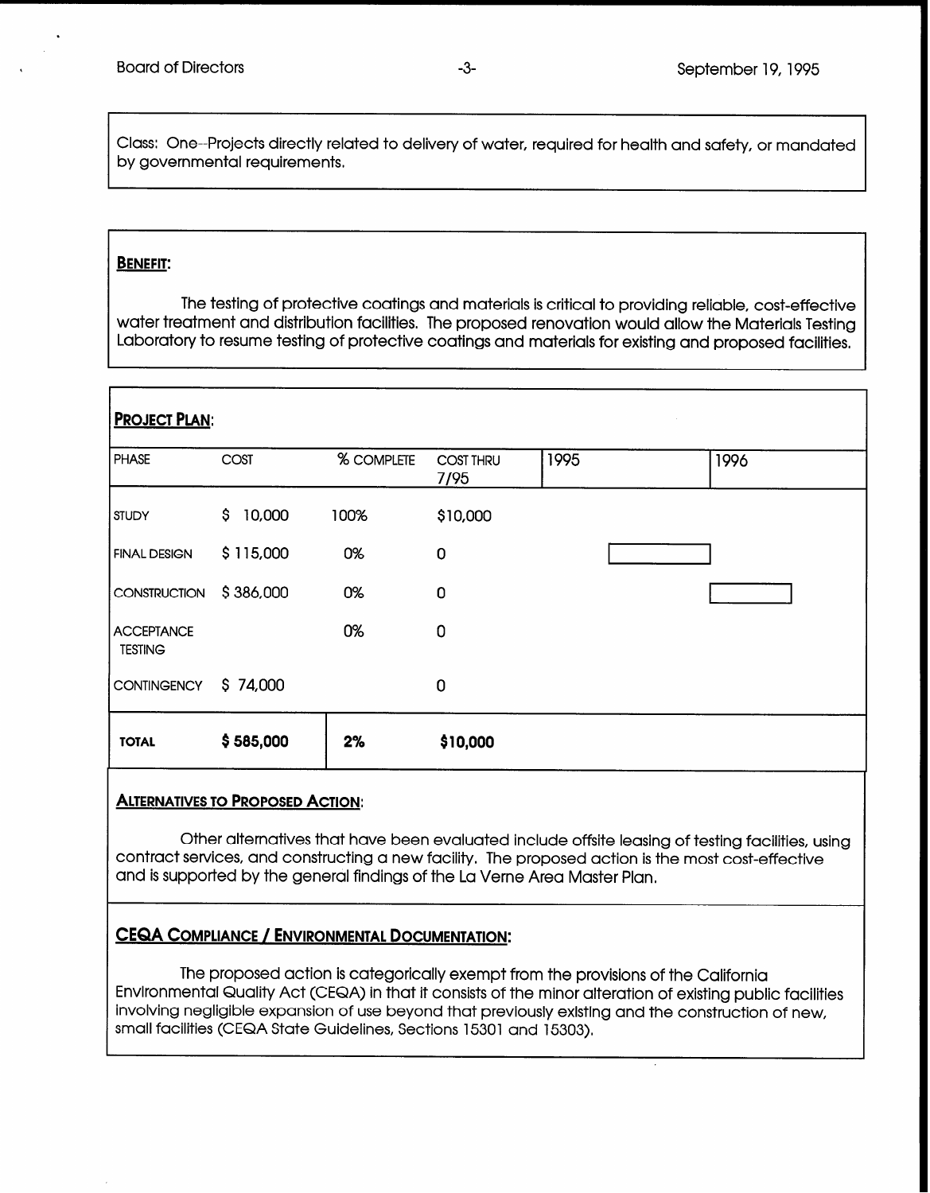Class: One--Projects directly related to delivery of water, required for health and safety, or mandated by governmental requirements.

**BENEFIT:**

The testing of protective coatings and materials is critical to providing reliable, cost-effective water treatment and distribution facilities. The proposed renovation would allow the Materials Testing Laboratory to resume testing of protective coatings and materials for existing and proposed facilities.

**PROJECT PLAN:**

| PHASE | COST | % COMPLETE | COST THRU 7/95 | 1995 | 1996 |
|---|---|---|---|---|---|
| STUDY | $ 10,000 | 100% | $10,000 | | |
| FINAL DESIGN | $ 115,000 | 0% | 0 | | |
| CONSTRUCTION | $ 386,000 | 0% | 0 | | |
| ACCEPTANCE TESTING | | 0% | 0 | | |
| CONTINGENCY | $ 74,000 | | 0 | | |
| **TOTAL** | **$ 585,000** | **2%** | **$10,000** | | |

**ALTERNATIVES TO PROPOSED ACTION:**

Other alternatives that have been evaluated include offsite leasing of testing facilities, using contract services, and constructing a new facility. The proposed action is the most cost-effective and is supported by the general findings of the La Verne Area Master Plan.

**CEQA COMPLIANCE / ENVIRONMENTAL DOCUMENTATION:**

The proposed action is categorically exempt from the provisions of the California Environmental Quality Act (CEQA) in that it consists of the minor alteration of existing public facilities involving negligible expansion of use beyond that previously existing and the construction of new, small facilities (CEQA State Guidelines, Sections 15301 and 15303).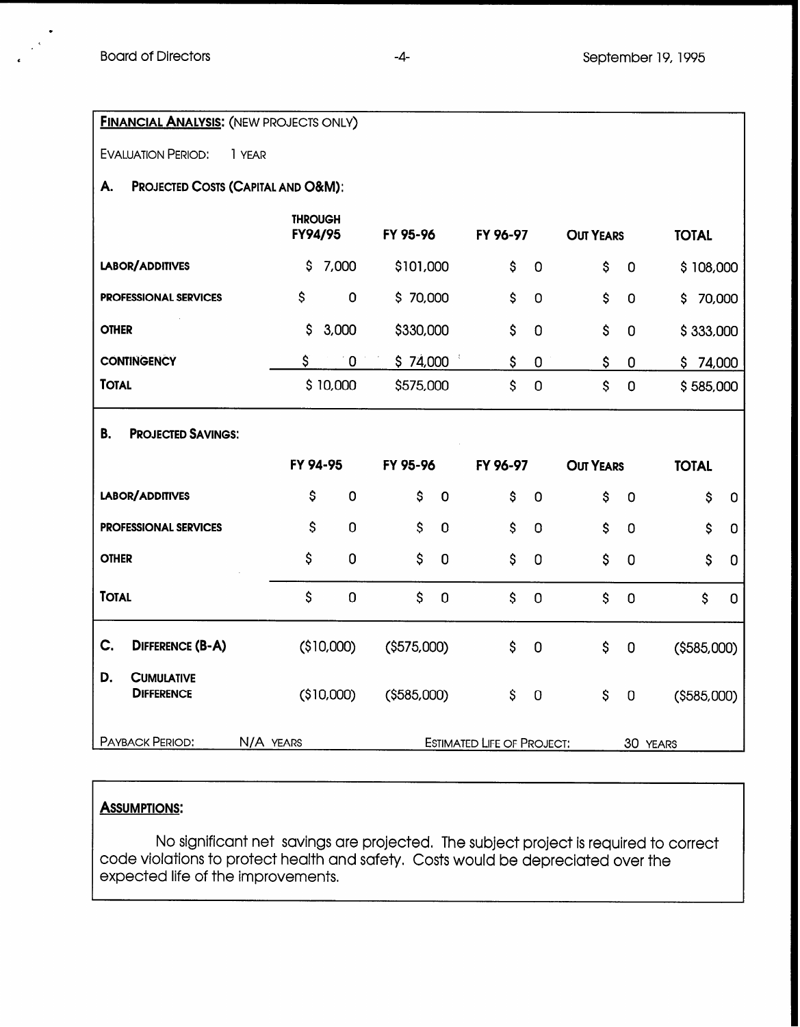**FINANCIAL ANALYSIS:** (NEW PROJECTS ONLY)

EVALUATION PERIOD: 1 YEAR

**A. PROJECTED COSTS (CAPITAL AND O&M):**

| | THROUGH FY94/95 | FY 95-96 | FY 96-97 | OUT YEARS | TOTAL |
|---|---|---|---|---|---|
| LABOR/ADDITIVES | $ 7,000 | $101,000 | $ 0 | $ 0 | $ 108,000 |
| PROFESSIONAL SERVICES | $ 0 | $ 70,000 | $ 0 | $ 0 | $ 70,000 |
| OTHER | $ 3,000 | $330,000 | $ 0 | $ 0 | $ 333,000 |
| CONTINGENCY | $ 0 | $ 74,000 | $ 0 | $ 0 | $ 74,000 |
| TOTAL | $ 10,000 | $575,000 | $ 0 | $ 0 | $ 585,000 |

**B. PROJECTED SAVINGS:**

| | FY 94-95 | FY 95-96 | FY 96-97 | OUT YEARS | TOTAL |
|---|---|---|---|---|---|
| LABOR/ADDITIVES | $ 0 | $ 0 | $ 0 | $ 0 | $ 0 |
| PROFESSIONAL SERVICES | $ 0 | $ 0 | $ 0 | $ 0 | $ 0 |
| OTHER | $ 0 | $ 0 | $ 0 | $ 0 | $ 0 |
| TOTAL | $ 0 | $ 0 | $ 0 | $ 0 | $ 0 |

| | FY 94-95 | FY 95-96 | FY 96-97 | OUT YEARS | TOTAL |
|---|---|---|---|---|---|
| **C. DIFFERENCE (B-A)** | ($10,000) | ($575,000) | $ 0 | $ 0 | ($585,000) |
| **D. CUMULATIVE DIFFERENCE** | ($10,000) | ($585,000) | $ 0 | $ 0 | ($585,000) |

PAYBACK PERIOD: N/A YEARS ESTIMATED LIFE OF PROJECT: 30 YEARS

**ASSUMPTIONS:**

No significant net savings are projected. The subject project is required to correct code violations to protect health and safety. Costs would be depreciated over the expected life of the improvements.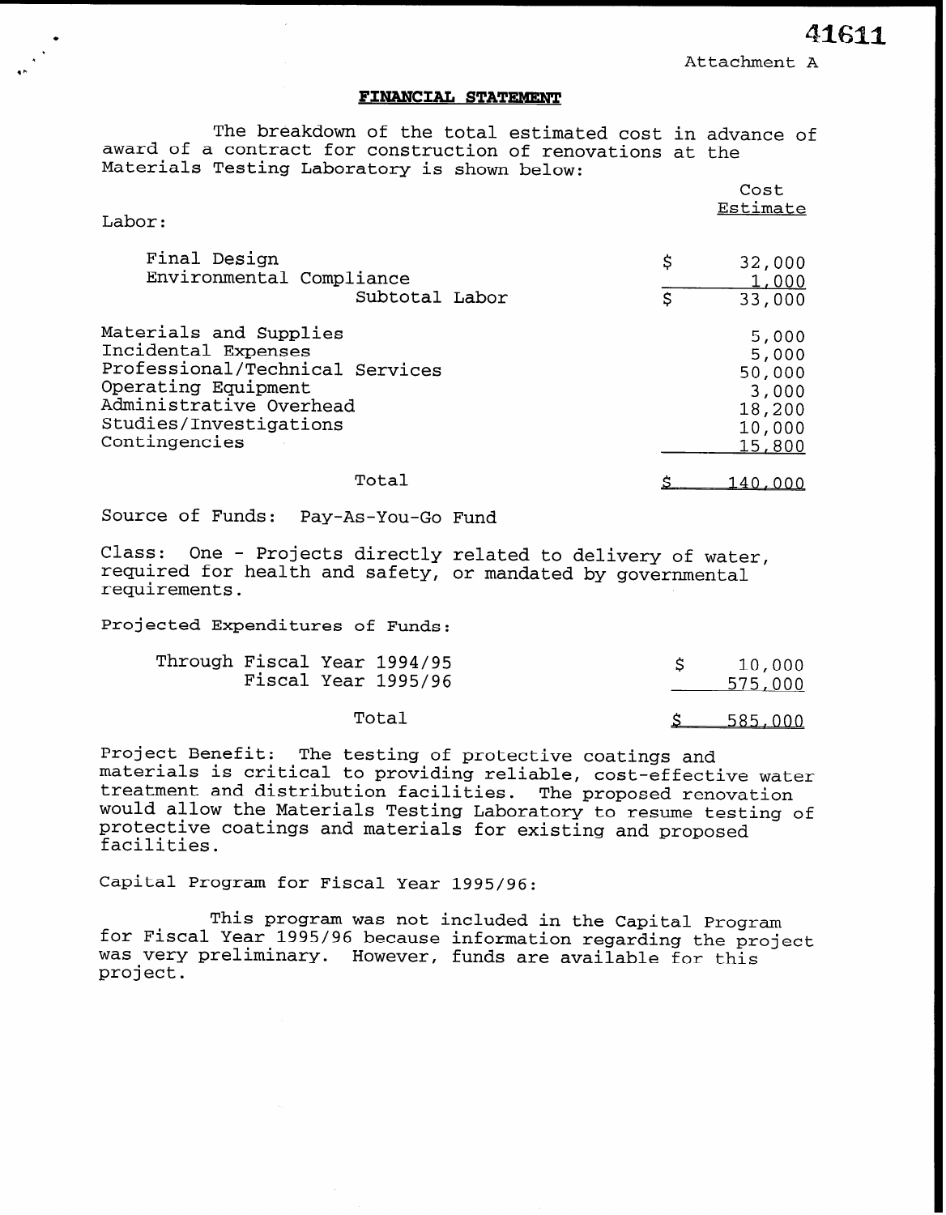41611

Attachment A

**FINANCIAL STATEMENT**

The breakdown of the total estimated cost in advance of award of a contract for construction of renovations at the Materials Testing Laboratory is shown below:

| | Cost Estimate |
|---|---|
| **Labor:** | |
| Final Design | $ 32,000 |
| Environmental Compliance | 1,000 |
| Subtotal Labor | $ 33,000 |
| Materials and Supplies | 5,000 |
| Incidental Expenses | 5,000 |
| Professional/Technical Services | 50,000 |
| Operating Equipment | 3,000 |
| Administrative Overhead | 18,200 |
| Studies/Investigations | 10,000 |
| Contingencies | 15,800 |
| Total | $ 140,000 |

Source of Funds: Pay-As-You-Go Fund

Class: One - Projects directly related to delivery of water, required for health and safety, or mandated by governmental requirements.

Projected Expenditures of Funds:

| | |
|---|---|
| Through Fiscal Year 1994/95 | $ 10,000 |
| Fiscal Year 1995/96 | 575,000 |
| Total | $ 585,000 |

Project Benefit: The testing of protective coatings and materials is critical to providing reliable, cost-effective water treatment and distribution facilities. The proposed renovation would allow the Materials Testing Laboratory to resume testing of protective coatings and materials for existing and proposed facilities.

Capital Program for Fiscal Year 1995/96:

This program was not included in the Capital Program for Fiscal Year 1995/96 because information regarding the project was very preliminary. However, funds are available for this project.